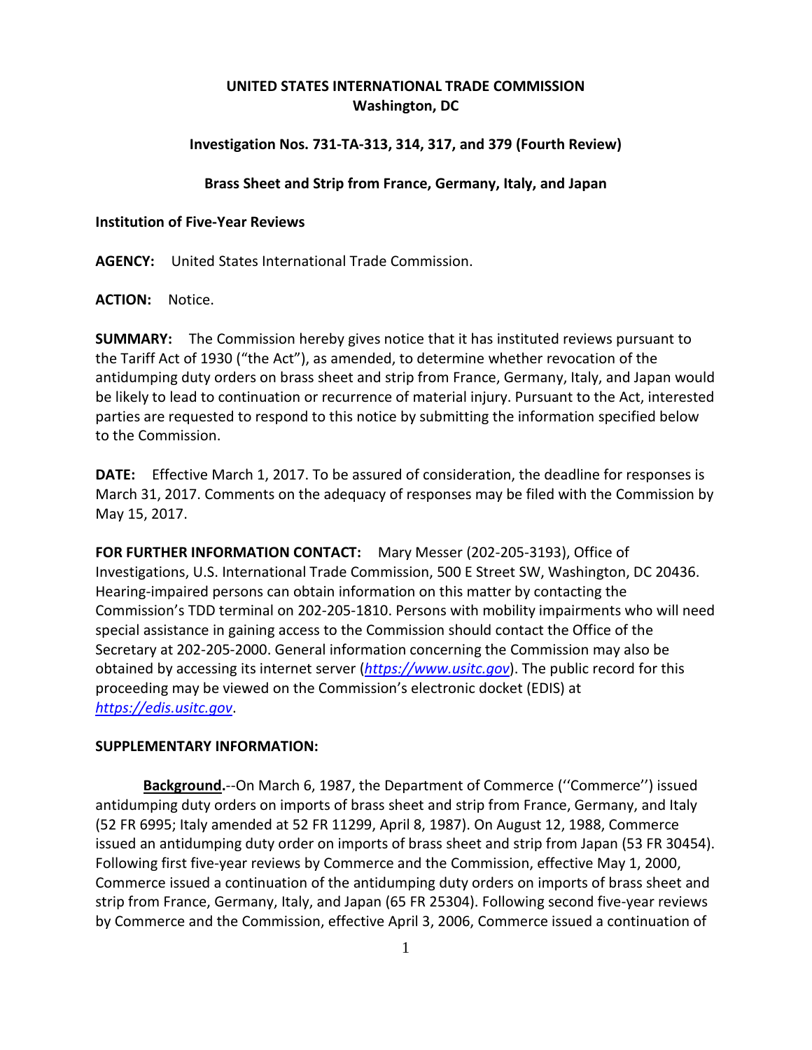**UNITED STATES INTERNATIONAL TRADE COMMISSION**
**Washington, DC**

**Investigation Nos. 731-TA-313, 314, 317, and 379 (Fourth Review)**

**Brass Sheet and Strip from France, Germany, Italy, and Japan**

**Institution of Five-Year Reviews**

**AGENCY:** United States International Trade Commission.

**ACTION:** Notice.

**SUMMARY:** The Commission hereby gives notice that it has instituted reviews pursuant to the Tariff Act of 1930 ("the Act"), as amended, to determine whether revocation of the antidumping duty orders on brass sheet and strip from France, Germany, Italy, and Japan would be likely to lead to continuation or recurrence of material injury. Pursuant to the Act, interested parties are requested to respond to this notice by submitting the information specified below to the Commission.

**DATE:** Effective March 1, 2017. To be assured of consideration, the deadline for responses is March 31, 2017. Comments on the adequacy of responses may be filed with the Commission by May 15, 2017.

**FOR FURTHER INFORMATION CONTACT:** Mary Messer (202-205-3193), Office of Investigations, U.S. International Trade Commission, 500 E Street SW, Washington, DC 20436. Hearing-impaired persons can obtain information on this matter by contacting the Commission's TDD terminal on 202-205-1810. Persons with mobility impairments who will need special assistance in gaining access to the Commission should contact the Office of the Secretary at 202-205-2000. General information concerning the Commission may also be obtained by accessing its internet server (*https://www.usitc.gov*). The public record for this proceeding may be viewed on the Commission's electronic docket (EDIS) at *https://edis.usitc.gov*.

**SUPPLEMENTARY INFORMATION:**

**Background.**--On March 6, 1987, the Department of Commerce (''Commerce'') issued antidumping duty orders on imports of brass sheet and strip from France, Germany, and Italy (52 FR 6995; Italy amended at 52 FR 11299, April 8, 1987). On August 12, 1988, Commerce issued an antidumping duty order on imports of brass sheet and strip from Japan (53 FR 30454). Following first five-year reviews by Commerce and the Commission, effective May 1, 2000, Commerce issued a continuation of the antidumping duty orders on imports of brass sheet and strip from France, Germany, Italy, and Japan (65 FR 25304). Following second five-year reviews by Commerce and the Commission, effective April 3, 2006, Commerce issued a continuation of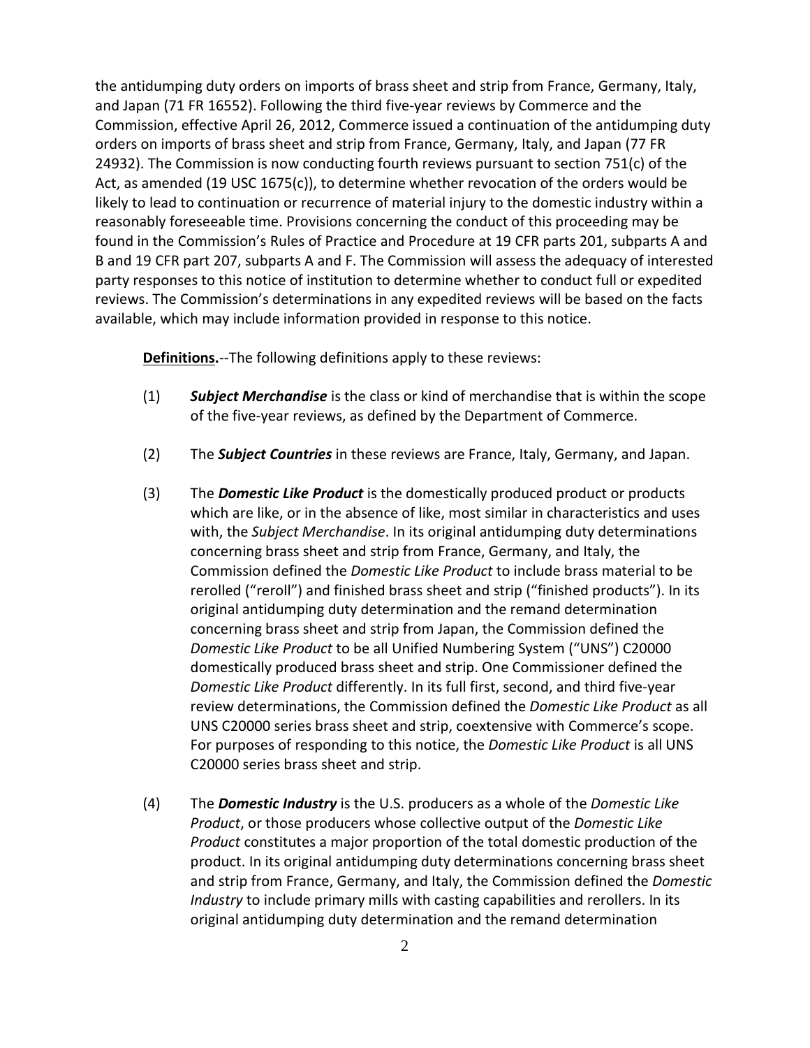the antidumping duty orders on imports of brass sheet and strip from France, Germany, Italy, and Japan (71 FR 16552). Following the third five-year reviews by Commerce and the Commission, effective April 26, 2012, Commerce issued a continuation of the antidumping duty orders on imports of brass sheet and strip from France, Germany, Italy, and Japan (77 FR 24932). The Commission is now conducting fourth reviews pursuant to section 751(c) of the Act, as amended (19 USC 1675(c)), to determine whether revocation of the orders would be likely to lead to continuation or recurrence of material injury to the domestic industry within a reasonably foreseeable time. Provisions concerning the conduct of this proceeding may be found in the Commission's Rules of Practice and Procedure at 19 CFR parts 201, subparts A and B and 19 CFR part 207, subparts A and F. The Commission will assess the adequacy of interested party responses to this notice of institution to determine whether to conduct full or expedited reviews. The Commission's determinations in any expedited reviews will be based on the facts available, which may include information provided in response to this notice.

**Definitions.**--The following definitions apply to these reviews:

(1) ***Subject Merchandise*** is the class or kind of merchandise that is within the scope of the five-year reviews, as defined by the Department of Commerce.

(2) The ***Subject Countries*** in these reviews are France, Italy, Germany, and Japan.

(3) The ***Domestic Like Product*** is the domestically produced product or products which are like, or in the absence of like, most similar in characteristics and uses with, the *Subject Merchandise*. In its original antidumping duty determinations concerning brass sheet and strip from France, Germany, and Italy, the Commission defined the *Domestic Like Product* to include brass material to be rerolled ("reroll") and finished brass sheet and strip ("finished products"). In its original antidumping duty determination and the remand determination concerning brass sheet and strip from Japan, the Commission defined the *Domestic Like Product* to be all Unified Numbering System ("UNS") C20000 domestically produced brass sheet and strip. One Commissioner defined the *Domestic Like Product* differently. In its full first, second, and third five-year review determinations, the Commission defined the *Domestic Like Product* as all UNS C20000 series brass sheet and strip, coextensive with Commerce's scope. For purposes of responding to this notice, the *Domestic Like Product* is all UNS C20000 series brass sheet and strip.

(4) The ***Domestic Industry*** is the U.S. producers as a whole of the *Domestic Like Product*, or those producers whose collective output of the *Domestic Like Product* constitutes a major proportion of the total domestic production of the product. In its original antidumping duty determinations concerning brass sheet and strip from France, Germany, and Italy, the Commission defined the *Domestic Industry* to include primary mills with casting capabilities and rerollers. In its original antidumping duty determination and the remand determination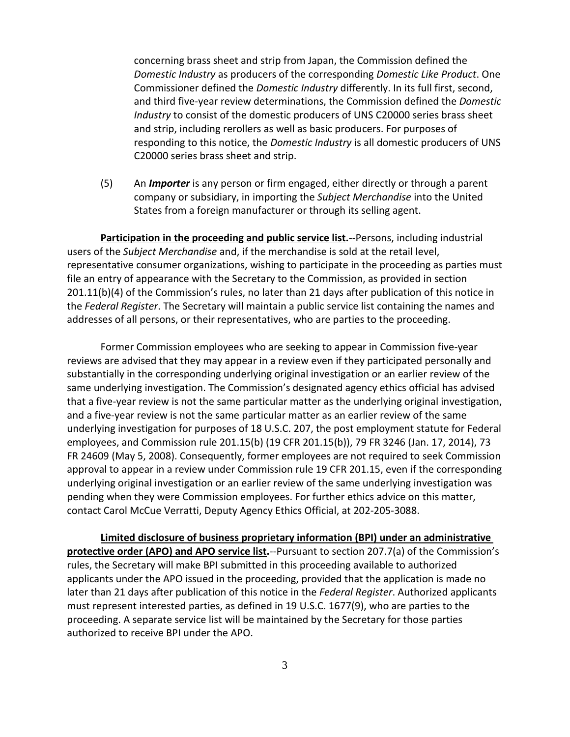concerning brass sheet and strip from Japan, the Commission defined the *Domestic Industry* as producers of the corresponding *Domestic Like Product*. One Commissioner defined the *Domestic Industry* differently. In its full first, second, and third five-year review determinations, the Commission defined the *Domestic Industry* to consist of the domestic producers of UNS C20000 series brass sheet and strip, including rerollers as well as basic producers. For purposes of responding to this notice, the *Domestic Industry* is all domestic producers of UNS C20000 series brass sheet and strip.

(5) An ***Importer*** is any person or firm engaged, either directly or through a parent company or subsidiary, in importing the *Subject Merchandise* into the United States from a foreign manufacturer or through its selling agent.

**Participation in the proceeding and public service list.**--Persons, including industrial users of the *Subject Merchandise* and, if the merchandise is sold at the retail level, representative consumer organizations, wishing to participate in the proceeding as parties must file an entry of appearance with the Secretary to the Commission, as provided in section 201.11(b)(4) of the Commission's rules, no later than 21 days after publication of this notice in the *Federal Register*. The Secretary will maintain a public service list containing the names and addresses of all persons, or their representatives, who are parties to the proceeding.

Former Commission employees who are seeking to appear in Commission five-year reviews are advised that they may appear in a review even if they participated personally and substantially in the corresponding underlying original investigation or an earlier review of the same underlying investigation. The Commission's designated agency ethics official has advised that a five-year review is not the same particular matter as the underlying original investigation, and a five-year review is not the same particular matter as an earlier review of the same underlying investigation for purposes of 18 U.S.C. 207, the post employment statute for Federal employees, and Commission rule 201.15(b) (19 CFR 201.15(b)), 79 FR 3246 (Jan. 17, 2014), 73 FR 24609 (May 5, 2008). Consequently, former employees are not required to seek Commission approval to appear in a review under Commission rule 19 CFR 201.15, even if the corresponding underlying original investigation or an earlier review of the same underlying investigation was pending when they were Commission employees. For further ethics advice on this matter, contact Carol McCue Verratti, Deputy Agency Ethics Official, at 202-205-3088.

**Limited disclosure of business proprietary information (BPI) under an administrative protective order (APO) and APO service list.**--Pursuant to section 207.7(a) of the Commission's rules, the Secretary will make BPI submitted in this proceeding available to authorized applicants under the APO issued in the proceeding, provided that the application is made no later than 21 days after publication of this notice in the *Federal Register*. Authorized applicants must represent interested parties, as defined in 19 U.S.C. 1677(9), who are parties to the proceeding. A separate service list will be maintained by the Secretary for those parties authorized to receive BPI under the APO.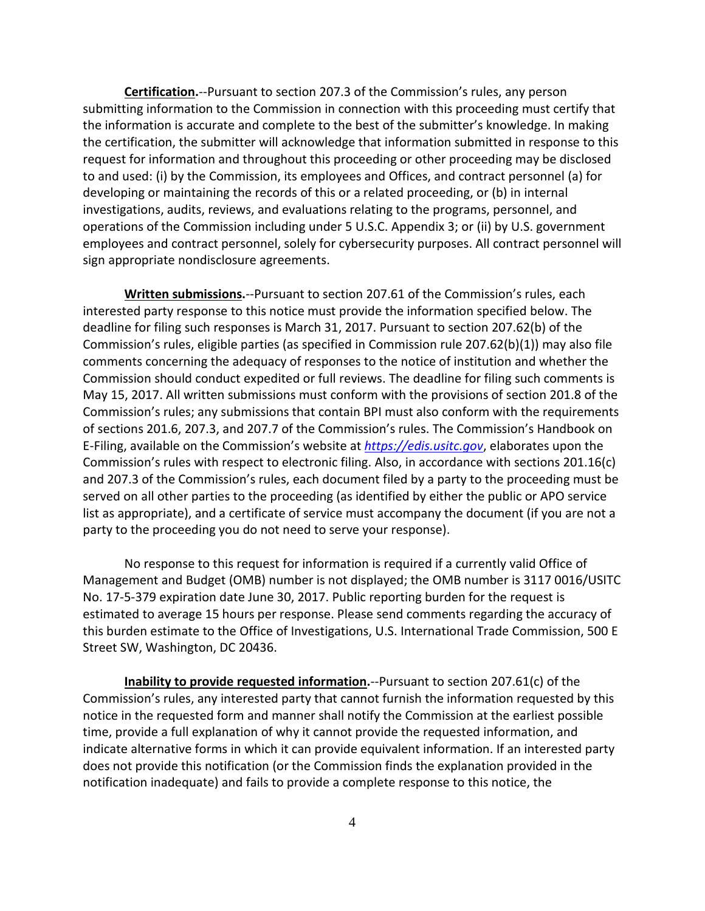**Certification.**--Pursuant to section 207.3 of the Commission's rules, any person submitting information to the Commission in connection with this proceeding must certify that the information is accurate and complete to the best of the submitter's knowledge. In making the certification, the submitter will acknowledge that information submitted in response to this request for information and throughout this proceeding or other proceeding may be disclosed to and used: (i) by the Commission, its employees and Offices, and contract personnel (a) for developing or maintaining the records of this or a related proceeding, or (b) in internal investigations, audits, reviews, and evaluations relating to the programs, personnel, and operations of the Commission including under 5 U.S.C. Appendix 3; or (ii) by U.S. government employees and contract personnel, solely for cybersecurity purposes. All contract personnel will sign appropriate nondisclosure agreements.

**Written submissions.**--Pursuant to section 207.61 of the Commission's rules, each interested party response to this notice must provide the information specified below. The deadline for filing such responses is March 31, 2017. Pursuant to section 207.62(b) of the Commission's rules, eligible parties (as specified in Commission rule 207.62(b)(1)) may also file comments concerning the adequacy of responses to the notice of institution and whether the Commission should conduct expedited or full reviews. The deadline for filing such comments is May 15, 2017. All written submissions must conform with the provisions of section 201.8 of the Commission's rules; any submissions that contain BPI must also conform with the requirements of sections 201.6, 207.3, and 207.7 of the Commission's rules. The Commission's Handbook on E-Filing, available on the Commission's website at *https://edis.usitc.gov*, elaborates upon the Commission's rules with respect to electronic filing. Also, in accordance with sections 201.16(c) and 207.3 of the Commission's rules, each document filed by a party to the proceeding must be served on all other parties to the proceeding (as identified by either the public or APO service list as appropriate), and a certificate of service must accompany the document (if you are not a party to the proceeding you do not need to serve your response).

No response to this request for information is required if a currently valid Office of Management and Budget (OMB) number is not displayed; the OMB number is 3117 0016/USITC No. 17-5-379 expiration date June 30, 2017. Public reporting burden for the request is estimated to average 15 hours per response. Please send comments regarding the accuracy of this burden estimate to the Office of Investigations, U.S. International Trade Commission, 500 E Street SW, Washington, DC 20436.

**Inability to provide requested information.**--Pursuant to section 207.61(c) of the Commission's rules, any interested party that cannot furnish the information requested by this notice in the requested form and manner shall notify the Commission at the earliest possible time, provide a full explanation of why it cannot provide the requested information, and indicate alternative forms in which it can provide equivalent information. If an interested party does not provide this notification (or the Commission finds the explanation provided in the notification inadequate) and fails to provide a complete response to this notice, the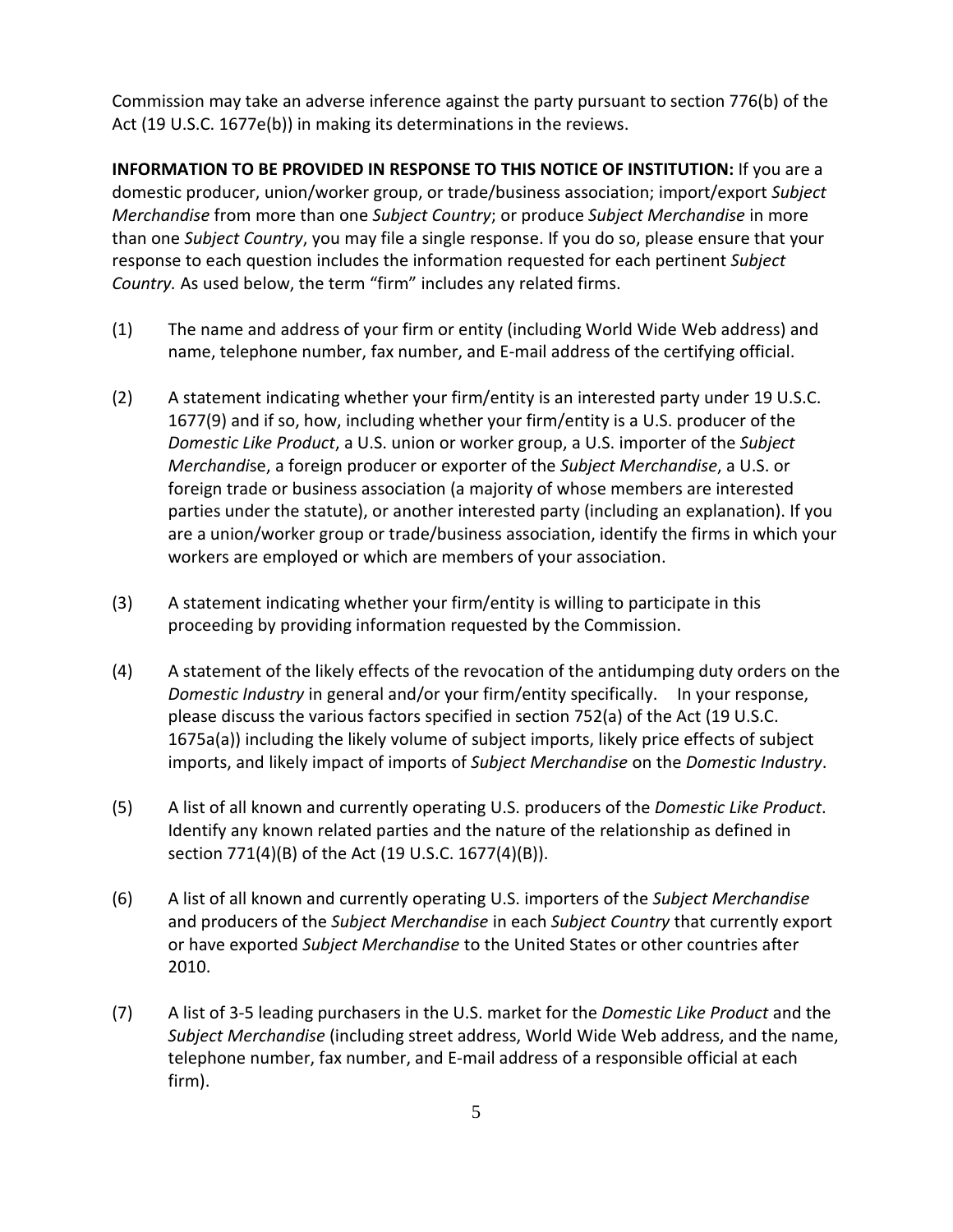Commission may take an adverse inference against the party pursuant to section 776(b) of the Act (19 U.S.C. 1677e(b)) in making its determinations in the reviews.

**INFORMATION TO BE PROVIDED IN RESPONSE TO THIS NOTICE OF INSTITUTION:** If you are a domestic producer, union/worker group, or trade/business association; import/export *Subject Merchandise* from more than one *Subject Country*; or produce *Subject Merchandise* in more than one *Subject Country*, you may file a single response. If you do so, please ensure that your response to each question includes the information requested for each pertinent *Subject Country.* As used below, the term "firm" includes any related firms.

(1) The name and address of your firm or entity (including World Wide Web address) and name, telephone number, fax number, and E-mail address of the certifying official.

(2) A statement indicating whether your firm/entity is an interested party under 19 U.S.C. 1677(9) and if so, how, including whether your firm/entity is a U.S. producer of the *Domestic Like Product*, a U.S. union or worker group, a U.S. importer of the *Subject Merchandise*, a foreign producer or exporter of the *Subject Merchandise*, a U.S. or foreign trade or business association (a majority of whose members are interested parties under the statute), or another interested party (including an explanation). If you are a union/worker group or trade/business association, identify the firms in which your workers are employed or which are members of your association.

(3) A statement indicating whether your firm/entity is willing to participate in this proceeding by providing information requested by the Commission.

(4) A statement of the likely effects of the revocation of the antidumping duty orders on the *Domestic Industry* in general and/or your firm/entity specifically. In your response, please discuss the various factors specified in section 752(a) of the Act (19 U.S.C. 1675a(a)) including the likely volume of subject imports, likely price effects of subject imports, and likely impact of imports of *Subject Merchandise* on the *Domestic Industry*.

(5) A list of all known and currently operating U.S. producers of the *Domestic Like Product*. Identify any known related parties and the nature of the relationship as defined in section 771(4)(B) of the Act (19 U.S.C. 1677(4)(B)).

(6) A list of all known and currently operating U.S. importers of the *Subject Merchandise* and producers of the *Subject Merchandise* in each *Subject Country* that currently export or have exported *Subject Merchandise* to the United States or other countries after 2010.

(7) A list of 3-5 leading purchasers in the U.S. market for the *Domestic Like Product* and the *Subject Merchandise* (including street address, World Wide Web address, and the name, telephone number, fax number, and E-mail address of a responsible official at each firm).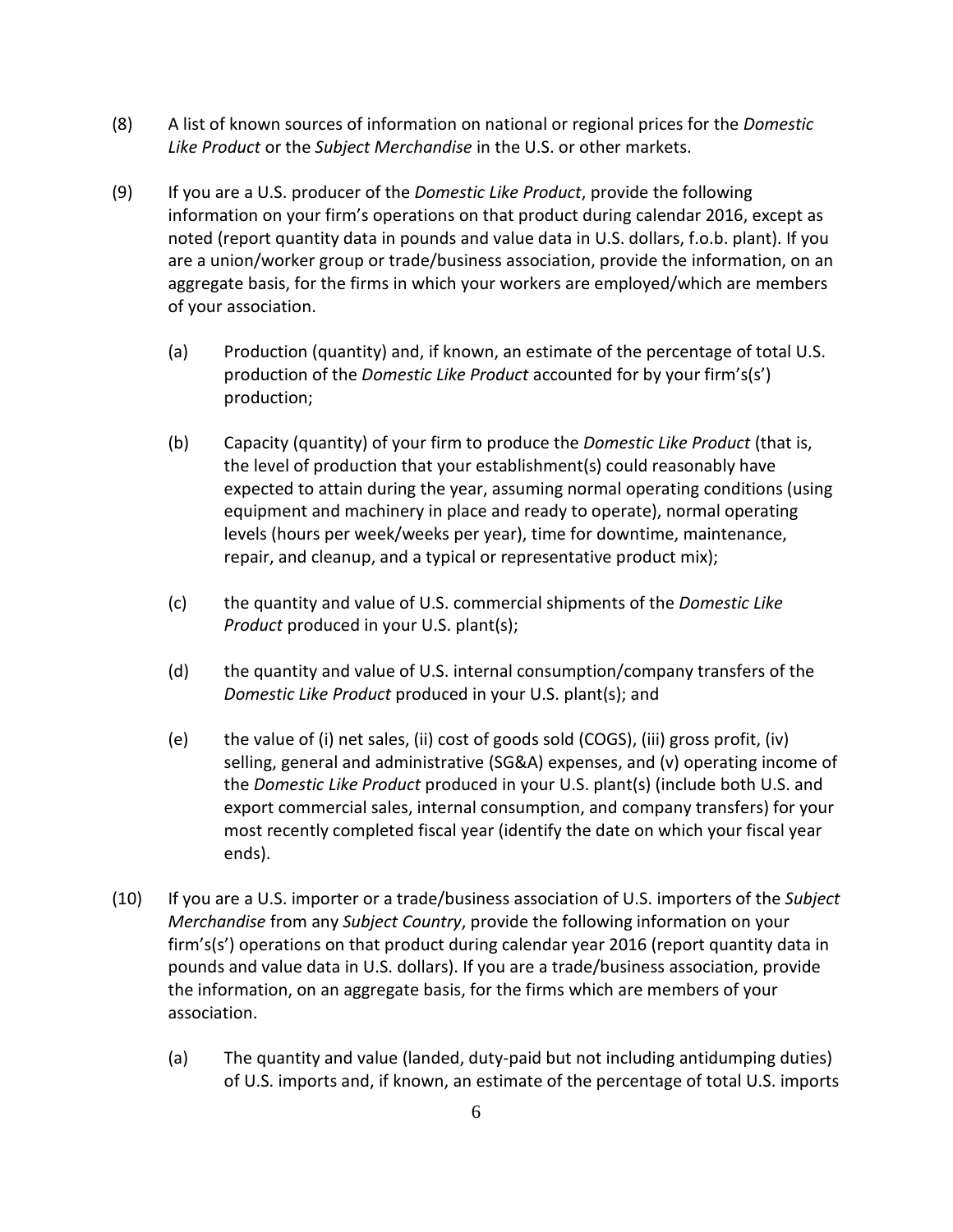(8) A list of known sources of information on national or regional prices for the *Domestic Like Product* or the *Subject Merchandise* in the U.S. or other markets.

(9) If you are a U.S. producer of the *Domestic Like Product*, provide the following information on your firm's operations on that product during calendar 2016, except as noted (report quantity data in pounds and value data in U.S. dollars, f.o.b. plant). If you are a union/worker group or trade/business association, provide the information, on an aggregate basis, for the firms in which your workers are employed/which are members of your association.

   (a) Production (quantity) and, if known, an estimate of the percentage of total U.S. production of the *Domestic Like Product* accounted for by your firm's(s') production;

   (b) Capacity (quantity) of your firm to produce the *Domestic Like Product* (that is, the level of production that your establishment(s) could reasonably have expected to attain during the year, assuming normal operating conditions (using equipment and machinery in place and ready to operate), normal operating levels (hours per week/weeks per year), time for downtime, maintenance, repair, and cleanup, and a typical or representative product mix);

   (c) the quantity and value of U.S. commercial shipments of the *Domestic Like Product* produced in your U.S. plant(s);

   (d) the quantity and value of U.S. internal consumption/company transfers of the *Domestic Like Product* produced in your U.S. plant(s); and

   (e) the value of (i) net sales, (ii) cost of goods sold (COGS), (iii) gross profit, (iv) selling, general and administrative (SG&A) expenses, and (v) operating income of the *Domestic Like Product* produced in your U.S. plant(s) (include both U.S. and export commercial sales, internal consumption, and company transfers) for your most recently completed fiscal year (identify the date on which your fiscal year ends).

(10) If you are a U.S. importer or a trade/business association of U.S. importers of the *Subject Merchandise* from any *Subject Country*, provide the following information on your firm's(s') operations on that product during calendar year 2016 (report quantity data in pounds and value data in U.S. dollars). If you are a trade/business association, provide the information, on an aggregate basis, for the firms which are members of your association.

   (a) The quantity and value (landed, duty-paid but not including antidumping duties) of U.S. imports and, if known, an estimate of the percentage of total U.S. imports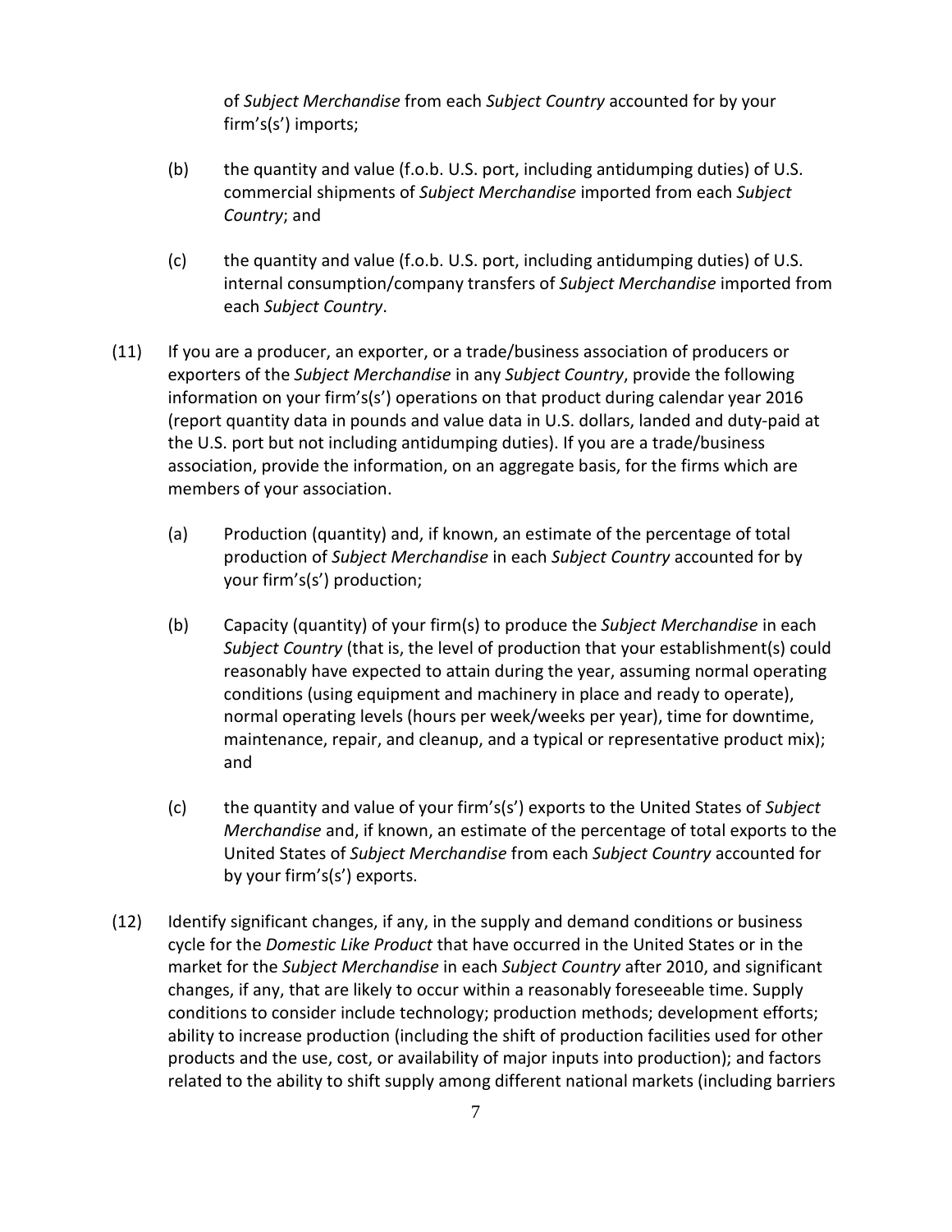of *Subject Merchandise* from each *Subject Country* accounted for by your firm's(s') imports;

(b) the quantity and value (f.o.b. U.S. port, including antidumping duties) of U.S. commercial shipments of *Subject Merchandise* imported from each *Subject Country*; and

(c) the quantity and value (f.o.b. U.S. port, including antidumping duties) of U.S. internal consumption/company transfers of *Subject Merchandise* imported from each *Subject Country*.

(11) If you are a producer, an exporter, or a trade/business association of producers or exporters of the *Subject Merchandise* in any *Subject Country*, provide the following information on your firm's(s') operations on that product during calendar year 2016 (report quantity data in pounds and value data in U.S. dollars, landed and duty-paid at the U.S. port but not including antidumping duties). If you are a trade/business association, provide the information, on an aggregate basis, for the firms which are members of your association.

(a) Production (quantity) and, if known, an estimate of the percentage of total production of *Subject Merchandise* in each *Subject Country* accounted for by your firm's(s') production;

(b) Capacity (quantity) of your firm(s) to produce the *Subject Merchandise* in each *Subject Country* (that is, the level of production that your establishment(s) could reasonably have expected to attain during the year, assuming normal operating conditions (using equipment and machinery in place and ready to operate), normal operating levels (hours per week/weeks per year), time for downtime, maintenance, repair, and cleanup, and a typical or representative product mix); and

(c) the quantity and value of your firm's(s') exports to the United States of *Subject Merchandise* and, if known, an estimate of the percentage of total exports to the United States of *Subject Merchandise* from each *Subject Country* accounted for by your firm's(s') exports.

(12) Identify significant changes, if any, in the supply and demand conditions or business cycle for the *Domestic Like Product* that have occurred in the United States or in the market for the *Subject Merchandise* in each *Subject Country* after 2010, and significant changes, if any, that are likely to occur within a reasonably foreseeable time. Supply conditions to consider include technology; production methods; development efforts; ability to increase production (including the shift of production facilities used for other products and the use, cost, or availability of major inputs into production); and factors related to the ability to shift supply among different national markets (including barriers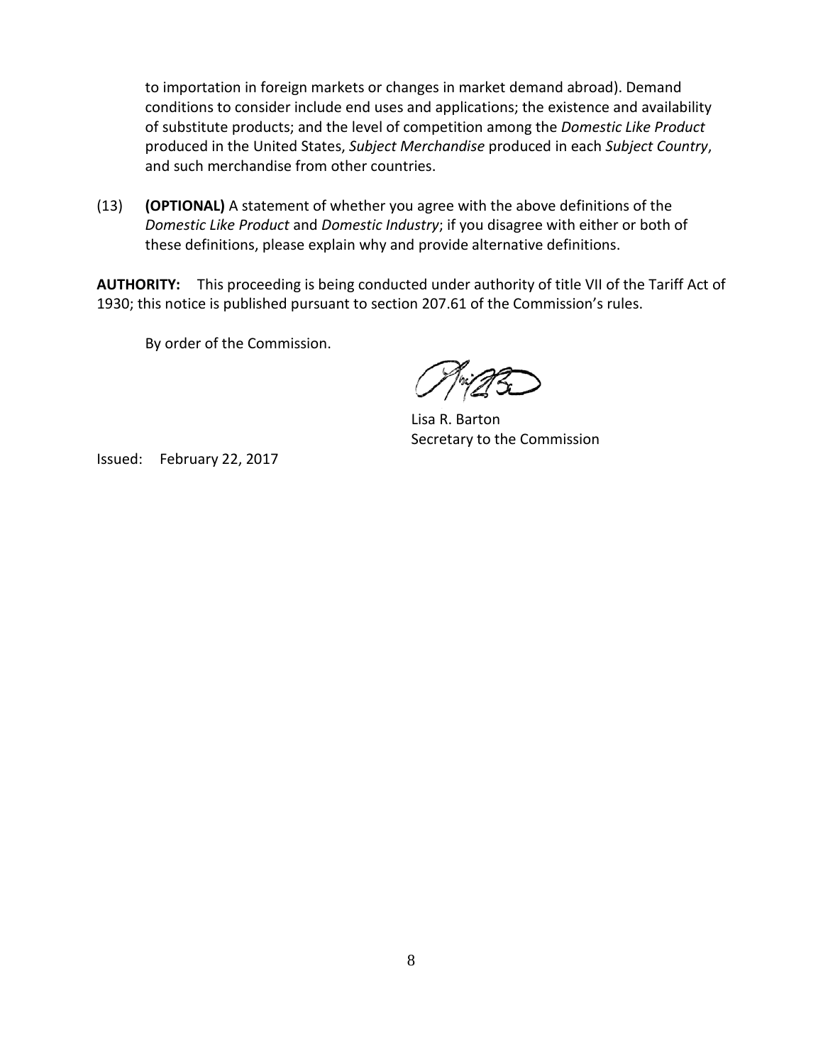to importation in foreign markets or changes in market demand abroad). Demand conditions to consider include end uses and applications; the existence and availability of substitute products; and the level of competition among the *Domestic Like Product* produced in the United States, *Subject Merchandise* produced in each *Subject Country*, and such merchandise from other countries.

(13) **(OPTIONAL)** A statement of whether you agree with the above definitions of the *Domestic Like Product* and *Domestic Industry*; if you disagree with either or both of these definitions, please explain why and provide alternative definitions.

**AUTHORITY:** This proceeding is being conducted under authority of title VII of the Tariff Act of 1930; this notice is published pursuant to section 207.61 of the Commission's rules.

By order of the Commission.

Lisa R. Barton
Secretary to the Commission

Issued: February 22, 2017